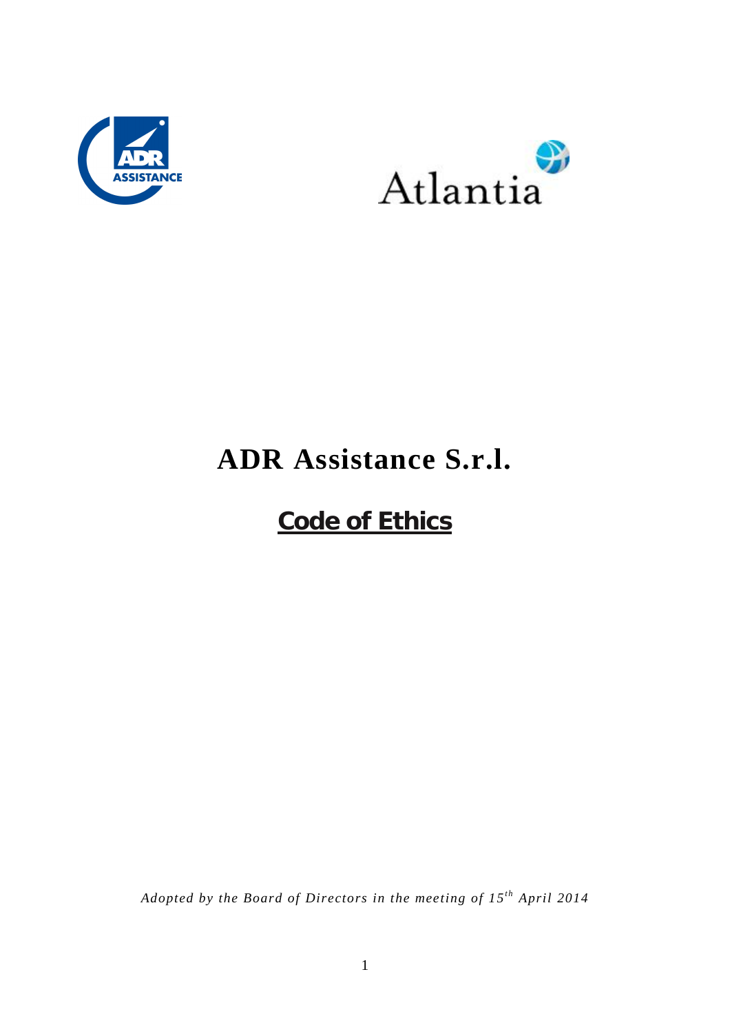# ADR Assistance S.r.l.

## Code of Ethics

*Adopted by the Board of Directors in the meeting of 15th April 2014*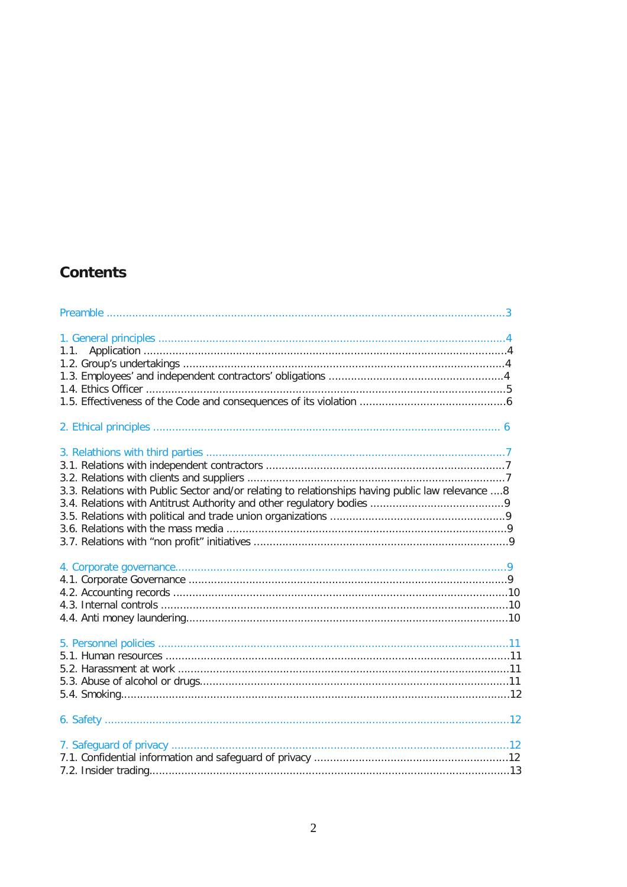## Contents

Preamble ....................................................................................................................3

1. General principles ....................................................................................................4
1.1. Application ...........................................................................................................4
1.2. Group's undertakings ...........................................................................................4
1.3. Employees' and independent contractors' obligations ..........................................4
1.4. Ethics Officer .......................................................................................................5
1.5. Effectiveness of the Code and consequences of its violation ................................6

2. Ethical principles .................................................................................................... 6

3. Relathions with third parties ....................................................................................7
3.1. Relations with independent contractors ...............................................................7
3.2. Relations with clients and suppliers .....................................................................7
3.3. Relations with Public Sector and/or relating to relationships having public law relevance ....8
3.4. Relations with Antitrust Authority and other regulatory bodies ............................9
3.5. Relations with political and trade union organizations .........................................9
3.6. Relations with the mass media ............................................................................9
3.7. Relations with "non profit" initiatives ...................................................................9

4. Corporate governance...............................................................................................9
4.1. Corporate Governance .........................................................................................9
4.2. Accounting records ..............................................................................................10
4.3. Internal controls ..................................................................................................10
4.4. Anti money laundering.........................................................................................10

5. Personnel policies ....................................................................................................11
5.1. Human resources .................................................................................................11
5.2. Harassment at work .............................................................................................11
5.3. Abuse of alcohol or drugs......................................................................................11
5.4. Smoking...............................................................................................................12

6. Safety .....................................................................................................................12

7. Safeguard of privacy ................................................................................................12
7.1. Confidential information and safeguard of privacy ...............................................12
7.2. Insider trading......................................................................................................13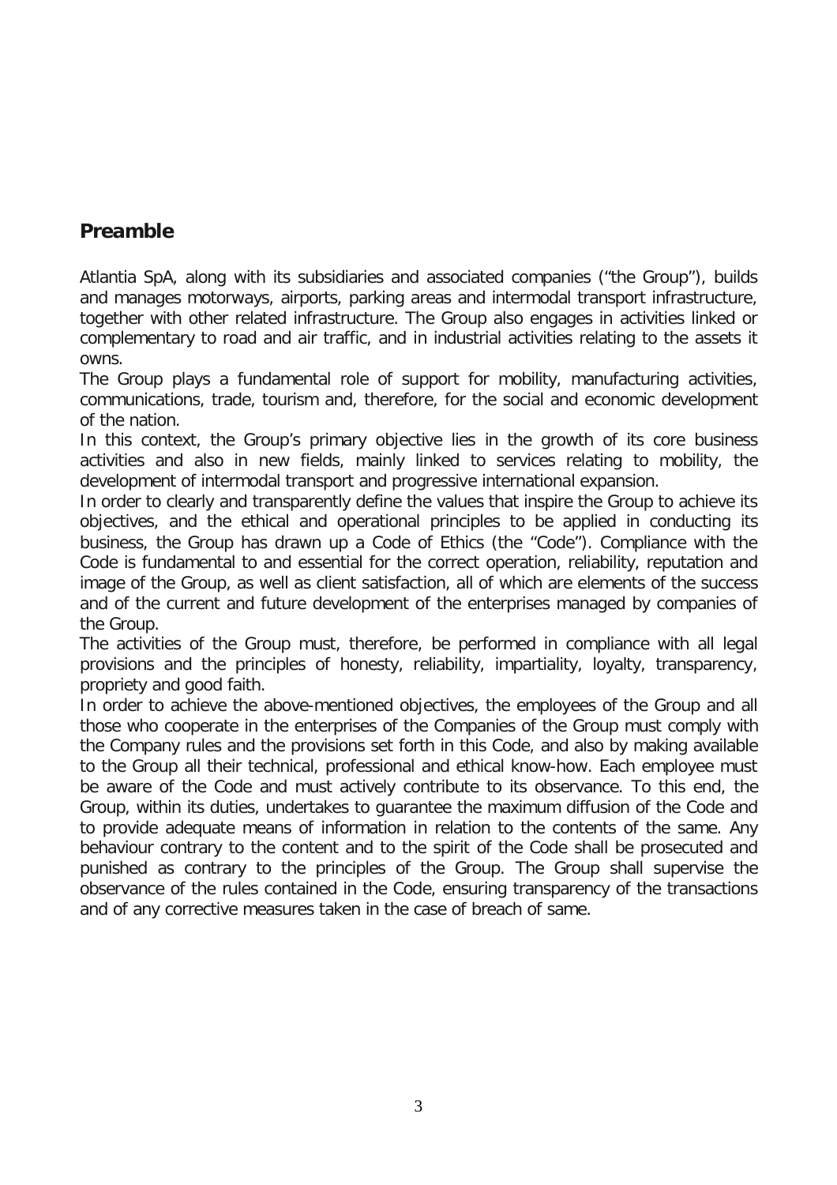## Preamble

Atlantia SpA, along with its subsidiaries and associated companies ("the Group"), builds and manages motorways, airports, parking areas and intermodal transport infrastructure, together with other related infrastructure. The Group also engages in activities linked or complementary to road and air traffic, and in industrial activities relating to the assets it owns.

The Group plays a fundamental role of support for mobility, manufacturing activities, communications, trade, tourism and, therefore, for the social and economic development of the nation.

In this context, the Group's primary objective lies in the growth of its core business activities and also in new fields, mainly linked to services relating to mobility, the development of intermodal transport and progressive international expansion.

In order to clearly and transparently define the values that inspire the Group to achieve its objectives, and the ethical and operational principles to be applied in conducting its business, the Group has drawn up a Code of Ethics (the "Code"). Compliance with the Code is fundamental to and essential for the correct operation, reliability, reputation and image of the Group, as well as client satisfaction, all of which are elements of the success and of the current and future development of the enterprises managed by companies of the Group.

The activities of the Group must, therefore, be performed in compliance with all legal provisions and the principles of honesty, reliability, impartiality, loyalty, transparency, propriety and good faith.

In order to achieve the above-mentioned objectives, the employees of the Group and all those who cooperate in the enterprises of the Companies of the Group must comply with the Company rules and the provisions set forth in this Code, and also by making available to the Group all their technical, professional and ethical know-how. Each employee must be aware of the Code and must actively contribute to its observance. To this end, the Group, within its duties, undertakes to guarantee the maximum diffusion of the Code and to provide adequate means of information in relation to the contents of the same. Any behaviour contrary to the content and to the spirit of the Code shall be prosecuted and punished as contrary to the principles of the Group. The Group shall supervise the observance of the rules contained in the Code, ensuring transparency of the transactions and of any corrective measures taken in the case of breach of same.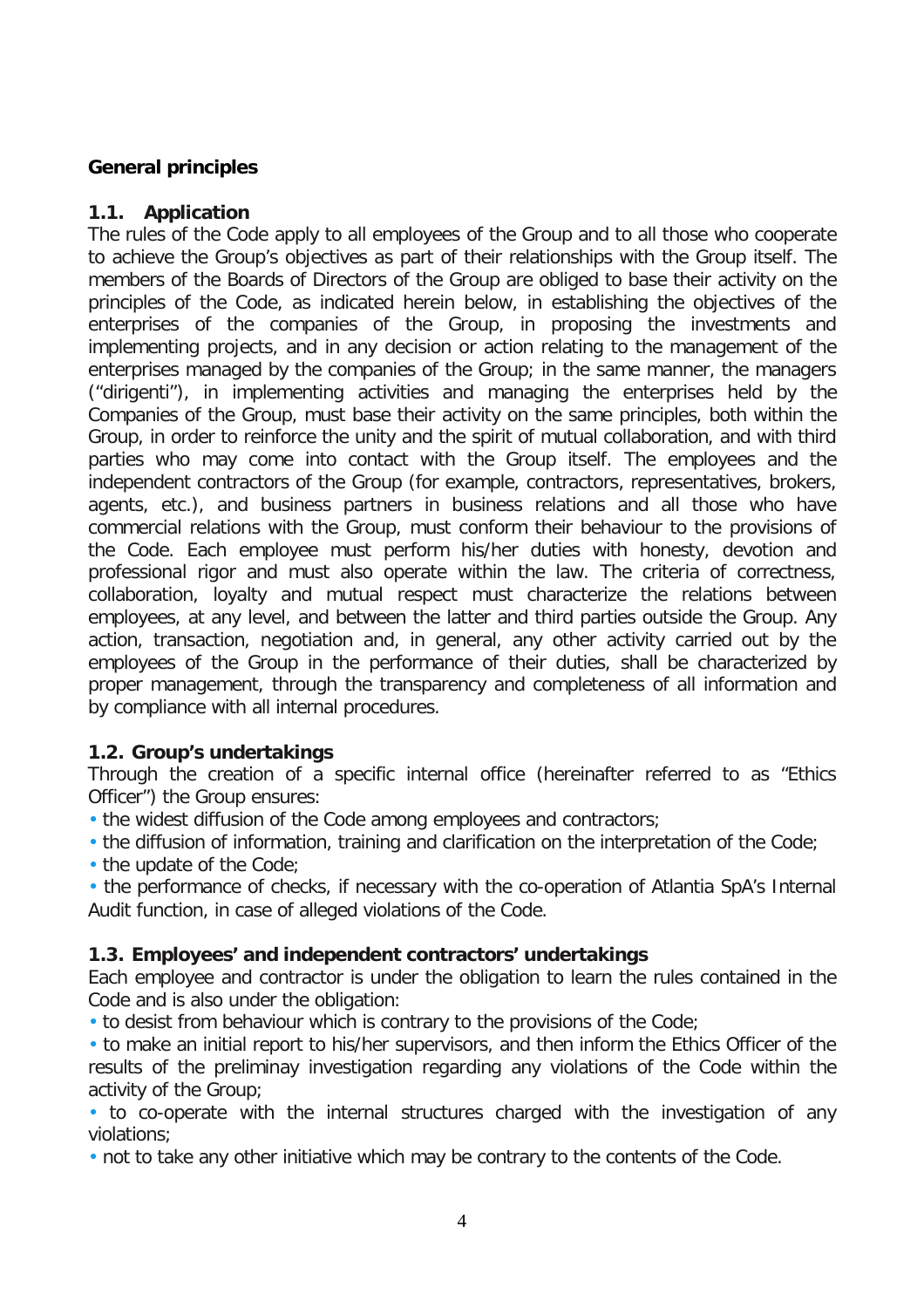**General principles**

## 1.1. Application

The rules of the Code apply to all employees of the Group and to all those who cooperate to achieve the Group's objectives as part of their relationships with the Group itself. The members of the Boards of Directors of the Group are obliged to base their activity on the principles of the Code, as indicated herein below, in establishing the objectives of the enterprises of the companies of the Group, in proposing the investments and implementing projects, and in any decision or action relating to the management of the enterprises managed by the companies of the Group; in the same manner, the managers ("dirigenti"), in implementing activities and managing the enterprises held by the Companies of the Group, must base their activity on the same principles, both within the Group, in order to reinforce the unity and the spirit of mutual collaboration, and with third parties who may come into contact with the Group itself. The employees and the independent contractors of the Group (for example, contractors, representatives, brokers, agents, etc.), and business partners in business relations and all those who have commercial relations with the Group, must conform their behaviour to the provisions of the Code. Each employee must perform his/her duties with honesty, devotion and professional rigor and must also operate within the law. The criteria of correctness, collaboration, loyalty and mutual respect must characterize the relations between employees, at any level, and between the latter and third parties outside the Group. Any action, transaction, negotiation and, in general, any other activity carried out by the employees of the Group in the performance of their duties, shall be characterized by proper management, through the transparency and completeness of all information and by compliance with all internal procedures.

## 1.2. Group's undertakings

Through the creation of a specific internal office (hereinafter referred to as "Ethics Officer") the Group ensures:

- the widest diffusion of the Code among employees and contractors;
- the diffusion of information, training and clarification on the interpretation of the Code;
- the update of the Code;
- the performance of checks, if necessary with the co-operation of Atlantia SpA's Internal Audit function, in case of alleged violations of the Code.

## 1.3. Employees' and independent contractors' undertakings

Each employee and contractor is under the obligation to learn the rules contained in the Code and is also under the obligation:

- to desist from behaviour which is contrary to the provisions of the Code;
- to make an initial report to his/her supervisors, and then inform the Ethics Officer of the results of the preliminay investigation regarding any violations of the Code within the activity of the Group;
- to co-operate with the internal structures charged with the investigation of any violations;
- not to take any other initiative which may be contrary to the contents of the Code.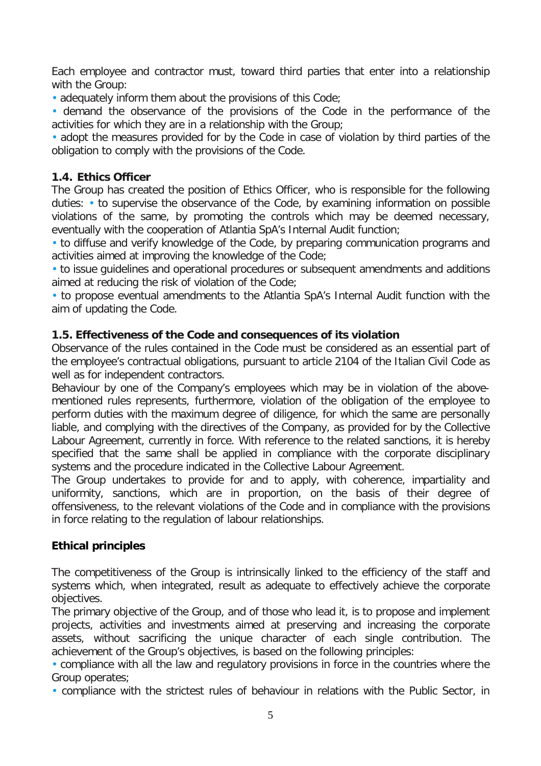Each employee and contractor must, toward third parties that enter into a relationship with the Group:

- adequately inform them about the provisions of this Code;
- demand the observance of the provisions of the Code in the performance of the activities for which they are in a relationship with the Group;
- adopt the measures provided for by the Code in case of violation by third parties of the obligation to comply with the provisions of the Code.

### 1.4. Ethics Officer

The Group has created the position of Ethics Officer, who is responsible for the following duties:

- to supervise the observance of the Code, by examining information on possible violations of the same, by promoting the controls which may be deemed necessary, eventually with the cooperation of Atlantia SpA's Internal Audit function;
- to diffuse and verify knowledge of the Code, by preparing communication programs and activities aimed at improving the knowledge of the Code;
- to issue guidelines and operational procedures or subsequent amendments and additions aimed at reducing the risk of violation of the Code;
- to propose eventual amendments to the Atlantia SpA's Internal Audit function with the aim of updating the Code.

### 1.5. Effectiveness of the Code and consequences of its violation

Observance of the rules contained in the Code must be considered as an essential part of the employee's contractual obligations, pursuant to article 2104 of the Italian Civil Code as well as for independent contractors.

Behaviour by one of the Company's employees which may be in violation of the above-mentioned rules represents, furthermore, violation of the obligation of the employee to perform duties with the maximum degree of diligence, for which the same are personally liable, and complying with the directives of the Company, as provided for by the Collective Labour Agreement, currently in force. With reference to the related sanctions, it is hereby specified that the same shall be applied in compliance with the corporate disciplinary systems and the procedure indicated in the Collective Labour Agreement.

The Group undertakes to provide for and to apply, with coherence, impartiality and uniformity, sanctions, which are in proportion, on the basis of their degree of offensiveness, to the relevant violations of the Code and in compliance with the provisions in force relating to the regulation of labour relationships.

## Ethical principles

The competitiveness of the Group is intrinsically linked to the efficiency of the staff and systems which, when integrated, result as adequate to effectively achieve the corporate objectives.

The primary objective of the Group, and of those who lead it, is to propose and implement projects, activities and investments aimed at preserving and increasing the corporate assets, without sacrificing the unique character of each single contribution. The achievement of the Group's objectives, is based on the following principles:

- compliance with all the law and regulatory provisions in force in the countries where the Group operates;
- compliance with the strictest rules of behaviour in relations with the Public Sector, in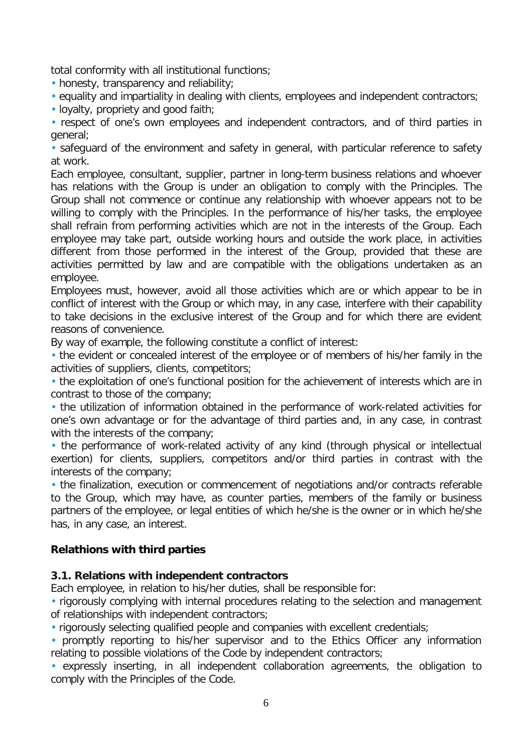total conformity with all institutional functions;

- honesty, transparency and reliability;
- equality and impartiality in dealing with clients, employees and independent contractors;
- loyalty, propriety and good faith;
- respect of one's own employees and independent contractors, and of third parties in general;
- safeguard of the environment and safety in general, with particular reference to safety at work.

Each employee, consultant, supplier, partner in long-term business relations and whoever has relations with the Group is under an obligation to comply with the Principles. The Group shall not commence or continue any relationship with whoever appears not to be willing to comply with the Principles. In the performance of his/her tasks, the employee shall refrain from performing activities which are not in the interests of the Group. Each employee may take part, outside working hours and outside the work place, in activities different from those performed in the interest of the Group, provided that these are activities permitted by law and are compatible with the obligations undertaken as an employee.

Employees must, however, avoid all those activities which are or which appear to be in conflict of interest with the Group or which may, in any case, interfere with their capability to take decisions in the exclusive interest of the Group and for which there are evident reasons of convenience.

By way of example, the following constitute a conflict of interest:

- the evident or concealed interest of the employee or of members of his/her family in the activities of suppliers, clients, competitors;
- the exploitation of one's functional position for the achievement of interests which are in contrast to those of the company;
- the utilization of information obtained in the performance of work-related activities for one's own advantage or for the advantage of third parties and, in any case, in contrast with the interests of the company;
- the performance of work-related activity of any kind (through physical or intellectual exertion) for clients, suppliers, competitors and/or third parties in contrast with the interests of the company;
- the finalization, execution or commencement of negotiations and/or contracts referable to the Group, which may have, as counter parties, members of the family or business partners of the employee, or legal entities of which he/she is the owner or in which he/she has, in any case, an interest.

## Relathions with third parties

### 3.1. Relations with independent contractors

Each employee, in relation to his/her duties, shall be responsible for:

- rigorously complying with internal procedures relating to the selection and management of relationships with independent contractors;
- rigorously selecting qualified people and companies with excellent credentials;
- promptly reporting to his/her supervisor and to the Ethics Officer any information relating to possible violations of the Code by independent contractors;
- expressly inserting, in all independent collaboration agreements, the obligation to comply with the Principles of the Code.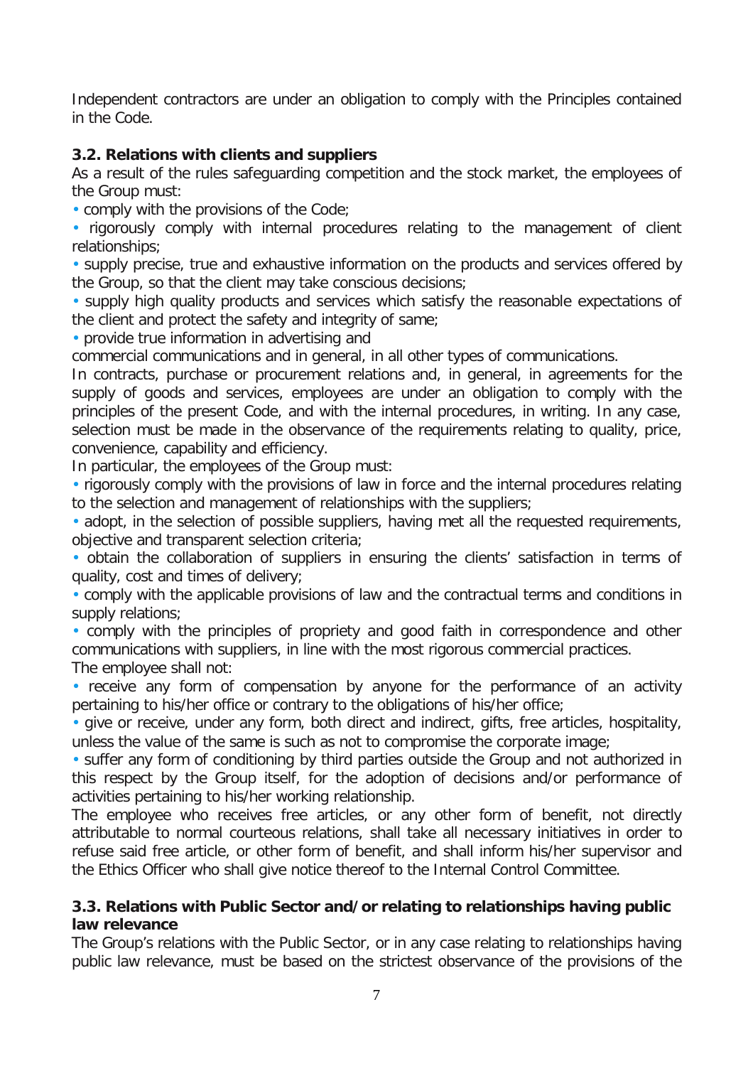Independent contractors are under an obligation to comply with the Principles contained in the Code.

### 3.2. Relations with clients and suppliers

As a result of the rules safeguarding competition and the stock market, the employees of the Group must:

- comply with the provisions of the Code;
- rigorously comply with internal procedures relating to the management of client relationships;
- supply precise, true and exhaustive information on the products and services offered by the Group, so that the client may take conscious decisions;
- supply high quality products and services which satisfy the reasonable expectations of the client and protect the safety and integrity of same;
- provide true information in advertising and commercial communications and in general, in all other types of communications.

In contracts, purchase or procurement relations and, in general, in agreements for the supply of goods and services, employees are under an obligation to comply with the principles of the present Code, and with the internal procedures, in writing. In any case, selection must be made in the observance of the requirements relating to quality, price, convenience, capability and efficiency.

In particular, the employees of the Group must:

- rigorously comply with the provisions of law in force and the internal procedures relating to the selection and management of relationships with the suppliers;
- adopt, in the selection of possible suppliers, having met all the requested requirements, objective and transparent selection criteria;
- obtain the collaboration of suppliers in ensuring the clients' satisfaction in terms of quality, cost and times of delivery;
- comply with the applicable provisions of law and the contractual terms and conditions in supply relations;
- comply with the principles of propriety and good faith in correspondence and other communications with suppliers, in line with the most rigorous commercial practices.

The employee shall not:

- receive any form of compensation by anyone for the performance of an activity pertaining to his/her office or contrary to the obligations of his/her office;
- give or receive, under any form, both direct and indirect, gifts, free articles, hospitality, unless the value of the same is such as not to compromise the corporate image;
- suffer any form of conditioning by third parties outside the Group and not authorized in this respect by the Group itself, for the adoption of decisions and/or performance of activities pertaining to his/her working relationship.

The employee who receives free articles, or any other form of benefit, not directly attributable to normal courteous relations, shall take all necessary initiatives in order to refuse said free article, or other form of benefit, and shall inform his/her supervisor and the Ethics Officer who shall give notice thereof to the Internal Control Committee.

### 3.3. Relations with Public Sector and/or relating to relationships having public law relevance

The Group's relations with the Public Sector, or in any case relating to relationships having public law relevance, must be based on the strictest observance of the provisions of the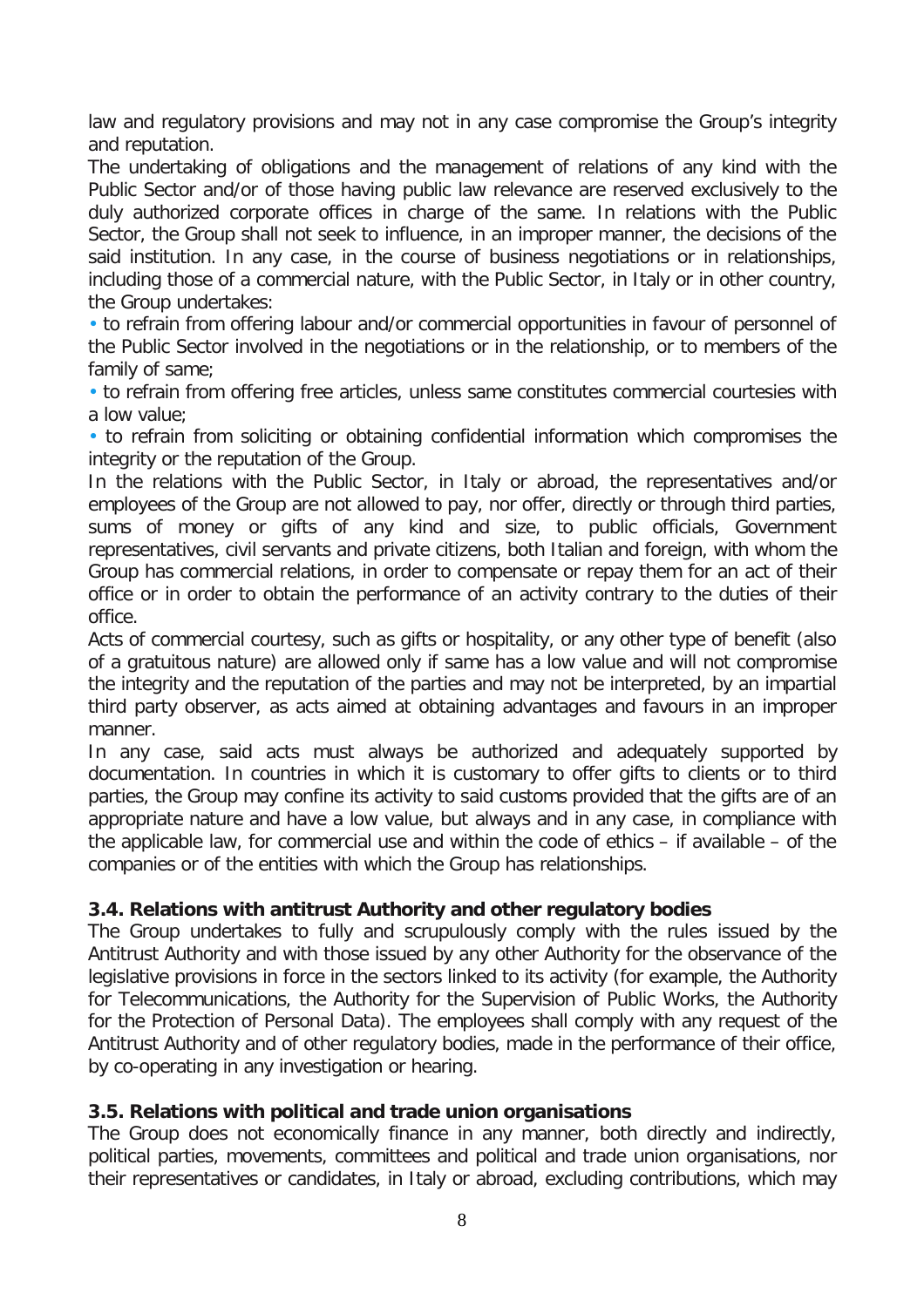law and regulatory provisions and may not in any case compromise the Group's integrity and reputation.

The undertaking of obligations and the management of relations of any kind with the Public Sector and/or of those having public law relevance are reserved exclusively to the duly authorized corporate offices in charge of the same. In relations with the Public Sector, the Group shall not seek to influence, in an improper manner, the decisions of the said institution. In any case, in the course of business negotiations or in relationships, including those of a commercial nature, with the Public Sector, in Italy or in other country, the Group undertakes:

- to refrain from offering labour and/or commercial opportunities in favour of personnel of the Public Sector involved in the negotiations or in the relationship, or to members of the family of same;
- to refrain from offering free articles, unless same constitutes commercial courtesies with a low value;
- to refrain from soliciting or obtaining confidential information which compromises the integrity or the reputation of the Group.

In the relations with the Public Sector, in Italy or abroad, the representatives and/or employees of the Group are not allowed to pay, nor offer, directly or through third parties, sums of money or gifts of any kind and size, to public officials, Government representatives, civil servants and private citizens, both Italian and foreign, with whom the Group has commercial relations, in order to compensate or repay them for an act of their office or in order to obtain the performance of an activity contrary to the duties of their office.

Acts of commercial courtesy, such as gifts or hospitality, or any other type of benefit (also of a gratuitous nature) are allowed only if same has a low value and will not compromise the integrity and the reputation of the parties and may not be interpreted, by an impartial third party observer, as acts aimed at obtaining advantages and favours in an improper manner.

In any case, said acts must always be authorized and adequately supported by documentation. In countries in which it is customary to offer gifts to clients or to third parties, the Group may confine its activity to said customs provided that the gifts are of an appropriate nature and have a low value, but always and in any case, in compliance with the applicable law, for commercial use and within the code of ethics – if available – of the companies or of the entities with which the Group has relationships.

### 3.4. Relations with antitrust Authority and other regulatory bodies

The Group undertakes to fully and scrupulously comply with the rules issued by the Antitrust Authority and with those issued by any other Authority for the observance of the legislative provisions in force in the sectors linked to its activity (for example, the Authority for Telecommunications, the Authority for the Supervision of Public Works, the Authority for the Protection of Personal Data). The employees shall comply with any request of the Antitrust Authority and of other regulatory bodies, made in the performance of their office, by co-operating in any investigation or hearing.

### 3.5. Relations with political and trade union organisations

The Group does not economically finance in any manner, both directly and indirectly, political parties, movements, committees and political and trade union organisations, nor their representatives or candidates, in Italy or abroad, excluding contributions, which may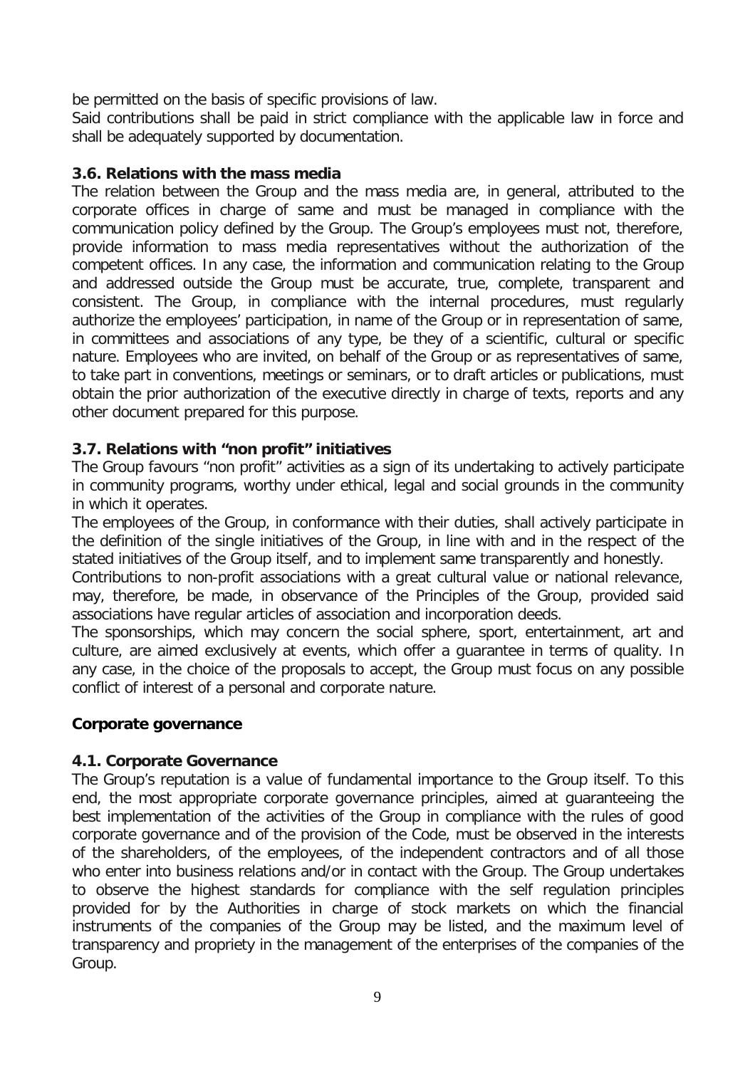be permitted on the basis of specific provisions of law.

Said contributions shall be paid in strict compliance with the applicable law in force and shall be adequately supported by documentation.

### 3.6. Relations with the mass media

The relation between the Group and the mass media are, in general, attributed to the corporate offices in charge of same and must be managed in compliance with the communication policy defined by the Group. The Group's employees must not, therefore, provide information to mass media representatives without the authorization of the competent offices. In any case, the information and communication relating to the Group and addressed outside the Group must be accurate, true, complete, transparent and consistent. The Group, in compliance with the internal procedures, must regularly authorize the employees' participation, in name of the Group or in representation of same, in committees and associations of any type, be they of a scientific, cultural or specific nature. Employees who are invited, on behalf of the Group or as representatives of same, to take part in conventions, meetings or seminars, or to draft articles or publications, must obtain the prior authorization of the executive directly in charge of texts, reports and any other document prepared for this purpose.

### 3.7. Relations with "non profit" initiatives

The Group favours "non profit" activities as a sign of its undertaking to actively participate in community programs, worthy under ethical, legal and social grounds in the community in which it operates.

The employees of the Group, in conformance with their duties, shall actively participate in the definition of the single initiatives of the Group, in line with and in the respect of the stated initiatives of the Group itself, and to implement same transparently and honestly.

Contributions to non-profit associations with a great cultural value or national relevance, may, therefore, be made, in observance of the Principles of the Group, provided said associations have regular articles of association and incorporation deeds.

The sponsorships, which may concern the social sphere, sport, entertainment, art and culture, are aimed exclusively at events, which offer a guarantee in terms of quality. In any case, in the choice of the proposals to accept, the Group must focus on any possible conflict of interest of a personal and corporate nature.

## Corporate governance

### 4.1. Corporate Governance

The Group's reputation is a value of fundamental importance to the Group itself. To this end, the most appropriate corporate governance principles, aimed at guaranteeing the best implementation of the activities of the Group in compliance with the rules of good corporate governance and of the provision of the Code, must be observed in the interests of the shareholders, of the employees, of the independent contractors and of all those who enter into business relations and/or in contact with the Group. The Group undertakes to observe the highest standards for compliance with the self regulation principles provided for by the Authorities in charge of stock markets on which the financial instruments of the companies of the Group may be listed, and the maximum level of transparency and propriety in the management of the enterprises of the companies of the Group.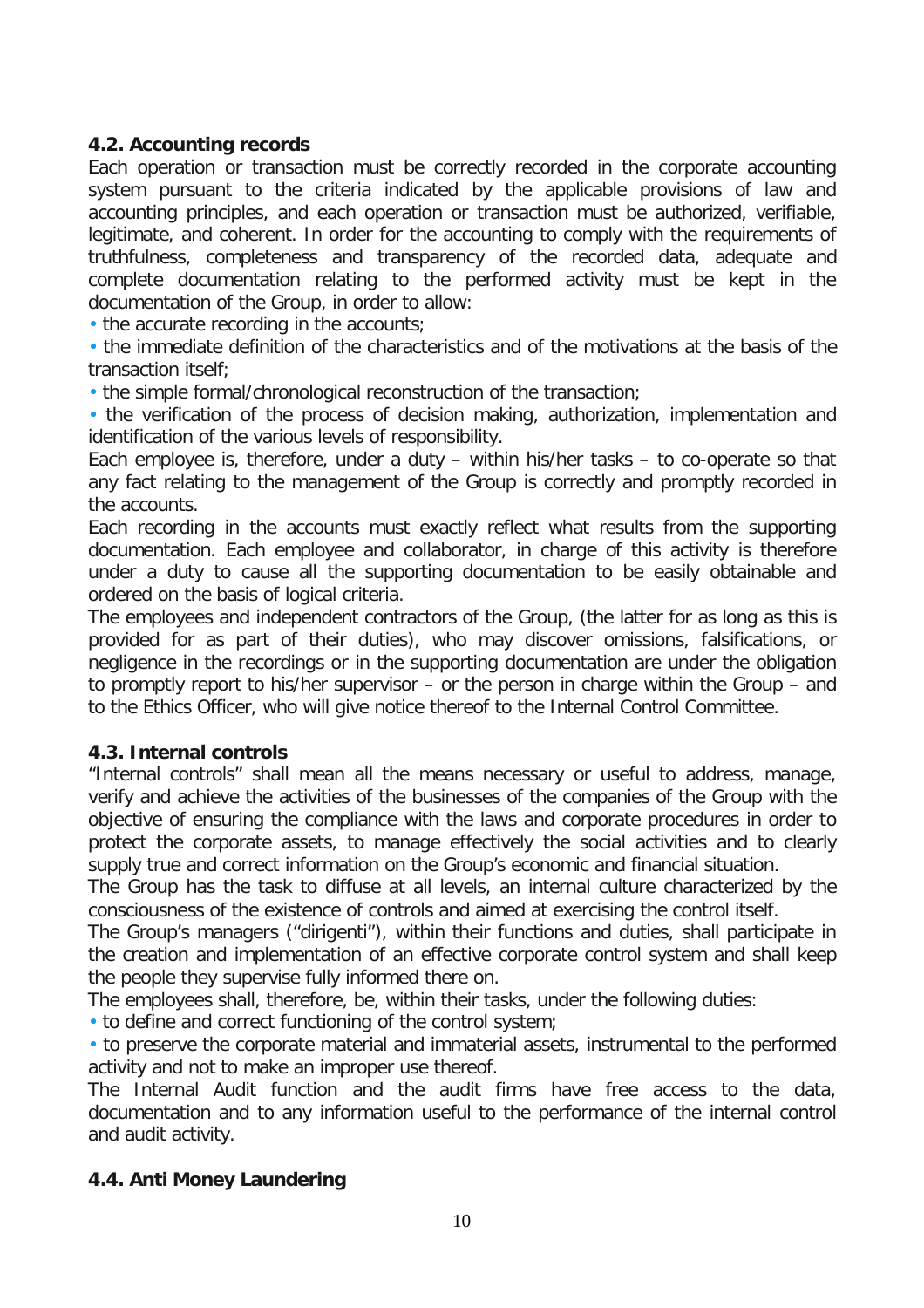### 4.2. Accounting records

Each operation or transaction must be correctly recorded in the corporate accounting system pursuant to the criteria indicated by the applicable provisions of law and accounting principles, and each operation or transaction must be authorized, verifiable, legitimate, and coherent. In order for the accounting to comply with the requirements of truthfulness, completeness and transparency of the recorded data, adequate and complete documentation relating to the performed activity must be kept in the documentation of the Group, in order to allow:

- the accurate recording in the accounts;
- the immediate definition of the characteristics and of the motivations at the basis of the transaction itself;
- the simple formal/chronological reconstruction of the transaction;
- the verification of the process of decision making, authorization, implementation and identification of the various levels of responsibility.

Each employee is, therefore, under a duty – within his/her tasks – to co-operate so that any fact relating to the management of the Group is correctly and promptly recorded in the accounts.

Each recording in the accounts must exactly reflect what results from the supporting documentation. Each employee and collaborator, in charge of this activity is therefore under a duty to cause all the supporting documentation to be easily obtainable and ordered on the basis of logical criteria.

The employees and independent contractors of the Group, (the latter for as long as this is provided for as part of their duties), who may discover omissions, falsifications, or negligence in the recordings or in the supporting documentation are under the obligation to promptly report to his/her supervisor – or the person in charge within the Group – and to the Ethics Officer, who will give notice thereof to the Internal Control Committee.

### 4.3. Internal controls

"Internal controls" shall mean all the means necessary or useful to address, manage, verify and achieve the activities of the businesses of the companies of the Group with the objective of ensuring the compliance with the laws and corporate procedures in order to protect the corporate assets, to manage effectively the social activities and to clearly supply true and correct information on the Group's economic and financial situation.

The Group has the task to diffuse at all levels, an internal culture characterized by the consciousness of the existence of controls and aimed at exercising the control itself.

The Group's managers ("dirigenti"), within their functions and duties, shall participate in the creation and implementation of an effective corporate control system and shall keep the people they supervise fully informed there on.

The employees shall, therefore, be, within their tasks, under the following duties:

- to define and correct functioning of the control system;
- to preserve the corporate material and immaterial assets, instrumental to the performed activity and not to make an improper use thereof.

The Internal Audit function and the audit firms have free access to the data, documentation and to any information useful to the performance of the internal control and audit activity.

### 4.4. Anti Money Laundering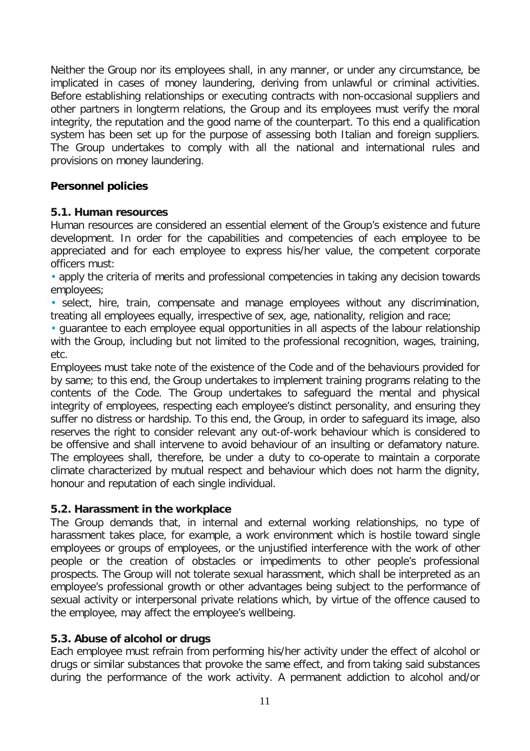Neither the Group nor its employees shall, in any manner, or under any circumstance, be implicated in cases of money laundering, deriving from unlawful or criminal activities. Before establishing relationships or executing contracts with non-occasional suppliers and other partners in longterm relations, the Group and its employees must verify the moral integrity, the reputation and the good name of the counterpart. To this end a qualification system has been set up for the purpose of assessing both Italian and foreign suppliers. The Group undertakes to comply with all the national and international rules and provisions on money laundering.

## Personnel policies

### 5.1. Human resources

Human resources are considered an essential element of the Group's existence and future development. In order for the capabilities and competencies of each employee to be appreciated and for each employee to express his/her value, the competent corporate officers must:

- apply the criteria of merits and professional competencies in taking any decision towards employees;
- select, hire, train, compensate and manage employees without any discrimination, treating all employees equally, irrespective of sex, age, nationality, religion and race;
- guarantee to each employee equal opportunities in all aspects of the labour relationship with the Group, including but not limited to the professional recognition, wages, training, etc.

Employees must take note of the existence of the Code and of the behaviours provided for by same; to this end, the Group undertakes to implement training programs relating to the contents of the Code. The Group undertakes to safeguard the mental and physical integrity of employees, respecting each employee's distinct personality, and ensuring they suffer no distress or hardship. To this end, the Group, in order to safeguard its image, also reserves the right to consider relevant any out-of-work behaviour which is considered to be offensive and shall intervene to avoid behaviour of an insulting or defamatory nature. The employees shall, therefore, be under a duty to co-operate to maintain a corporate climate characterized by mutual respect and behaviour which does not harm the dignity, honour and reputation of each single individual.

### 5.2. Harassment in the workplace

The Group demands that, in internal and external working relationships, no type of harassment takes place, for example, a work environment which is hostile toward single employees or groups of employees, or the unjustified interference with the work of other people or the creation of obstacles or impediments to other people's professional prospects. The Group will not tolerate sexual harassment, which shall be interpreted as an employee's professional growth or other advantages being subject to the performance of sexual activity or interpersonal private relations which, by virtue of the offence caused to the employee, may affect the employee's wellbeing.

### 5.3. Abuse of alcohol or drugs

Each employee must refrain from performing his/her activity under the effect of alcohol or drugs or similar substances that provoke the same effect, and from taking said substances during the performance of the work activity. A permanent addiction to alcohol and/or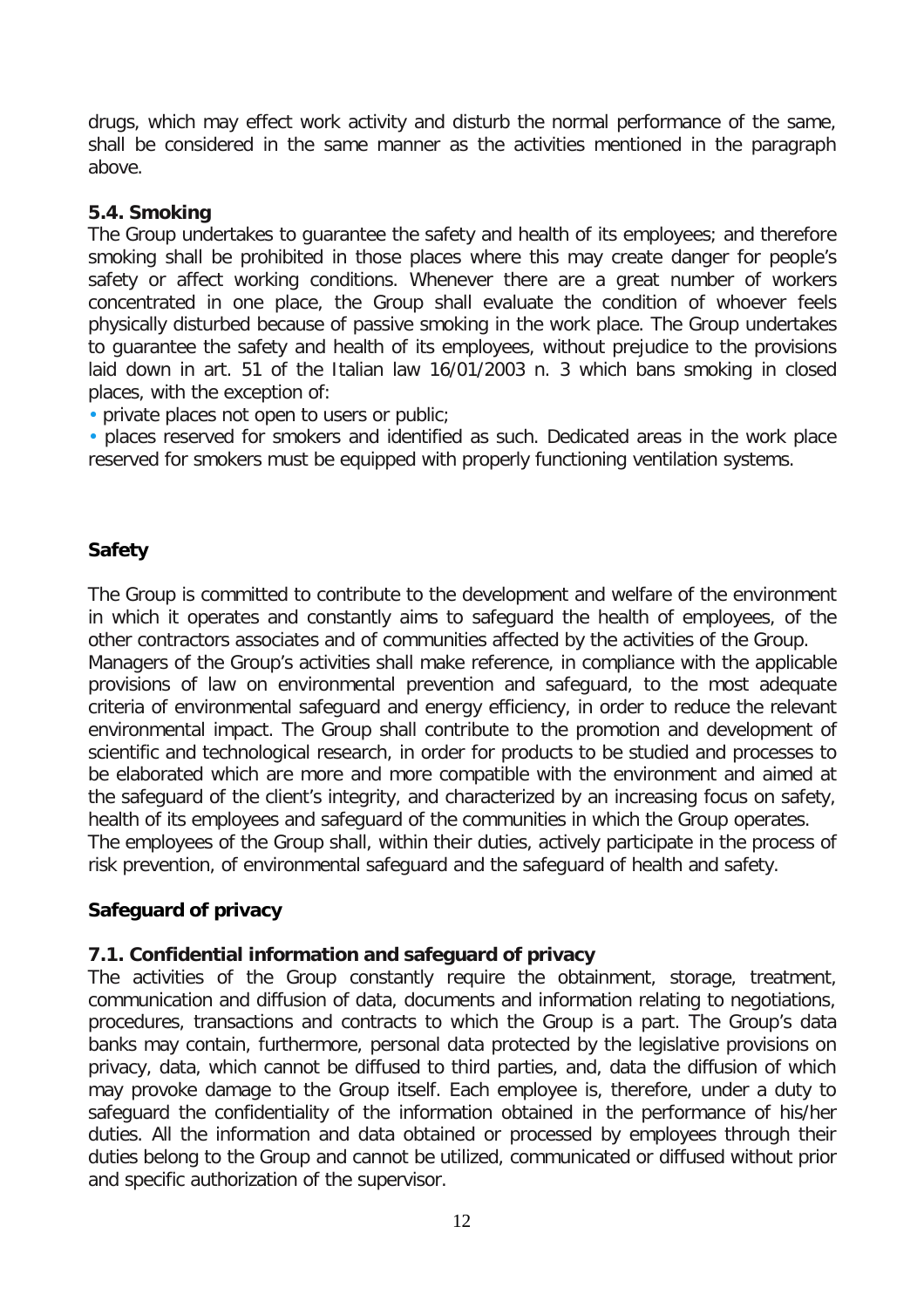drugs, which may effect work activity and disturb the normal performance of the same, shall be considered in the same manner as the activities mentioned in the paragraph above.

### 5.4. Smoking

The Group undertakes to guarantee the safety and health of its employees; and therefore smoking shall be prohibited in those places where this may create danger for people's safety or affect working conditions. Whenever there are a great number of workers concentrated in one place, the Group shall evaluate the condition of whoever feels physically disturbed because of passive smoking in the work place. The Group undertakes to guarantee the safety and health of its employees, without prejudice to the provisions laid down in art. 51 of the Italian law 16/01/2003 n. 3 which bans smoking in closed places, with the exception of:

- private places not open to users or public;
- places reserved for smokers and identified as such. Dedicated areas in the work place reserved for smokers must be equipped with properly functioning ventilation systems.

## Safety

The Group is committed to contribute to the development and welfare of the environment in which it operates and constantly aims to safeguard the health of employees, of the other contractors associates and of communities affected by the activities of the Group.
Managers of the Group's activities shall make reference, in compliance with the applicable provisions of law on environmental prevention and safeguard, to the most adequate criteria of environmental safeguard and energy efficiency, in order to reduce the relevant environmental impact. The Group shall contribute to the promotion and development of scientific and technological research, in order for products to be studied and processes to be elaborated which are more and more compatible with the environment and aimed at the safeguard of the client's integrity, and characterized by an increasing focus on safety, health of its employees and safeguard of the communities in which the Group operates.
The employees of the Group shall, within their duties, actively participate in the process of risk prevention, of environmental safeguard and the safeguard of health and safety.

## Safeguard of privacy

### 7.1. Confidential information and safeguard of privacy

The activities of the Group constantly require the obtainment, storage, treatment, communication and diffusion of data, documents and information relating to negotiations, procedures, transactions and contracts to which the Group is a part. The Group's data banks may contain, furthermore, personal data protected by the legislative provisions on privacy, data, which cannot be diffused to third parties, and, data the diffusion of which may provoke damage to the Group itself. Each employee is, therefore, under a duty to safeguard the confidentiality of the information obtained in the performance of his/her duties. All the information and data obtained or processed by employees through their duties belong to the Group and cannot be utilized, communicated or diffused without prior and specific authorization of the supervisor.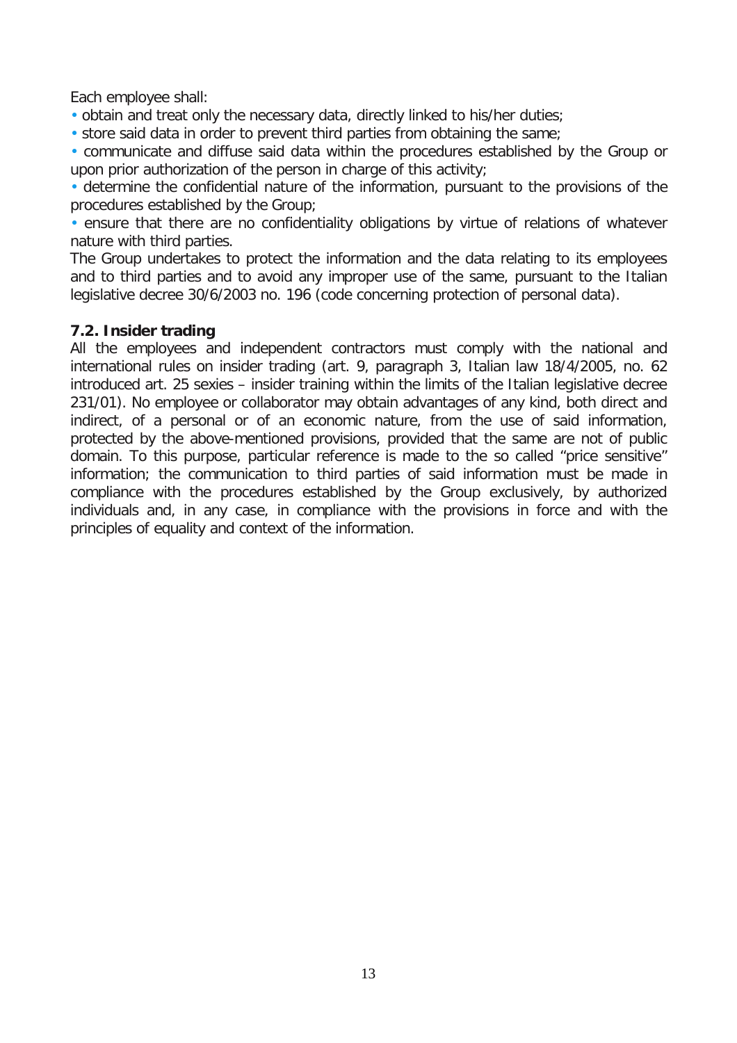Each employee shall:

- obtain and treat only the necessary data, directly linked to his/her duties;
- store said data in order to prevent third parties from obtaining the same;
- communicate and diffuse said data within the procedures established by the Group or upon prior authorization of the person in charge of this activity;
- determine the confidential nature of the information, pursuant to the provisions of the procedures established by the Group;
- ensure that there are no confidentiality obligations by virtue of relations of whatever nature with third parties.

The Group undertakes to protect the information and the data relating to its employees and to third parties and to avoid any improper use of the same, pursuant to the Italian legislative decree 30/6/2003 no. 196 (code concerning protection of personal data).

### 7.2. Insider trading

All the employees and independent contractors must comply with the national and international rules on insider trading (art. 9, paragraph 3, Italian law 18/4/2005, no. 62 introduced art. 25 sexies – insider training within the limits of the Italian legislative decree 231/01). No employee or collaborator may obtain advantages of any kind, both direct and indirect, of a personal or of an economic nature, from the use of said information, protected by the above-mentioned provisions, provided that the same are not of public domain. To this purpose, particular reference is made to the so called "price sensitive" information; the communication to third parties of said information must be made in compliance with the procedures established by the Group exclusively, by authorized individuals and, in any case, in compliance with the provisions in force and with the principles of equality and context of the information.